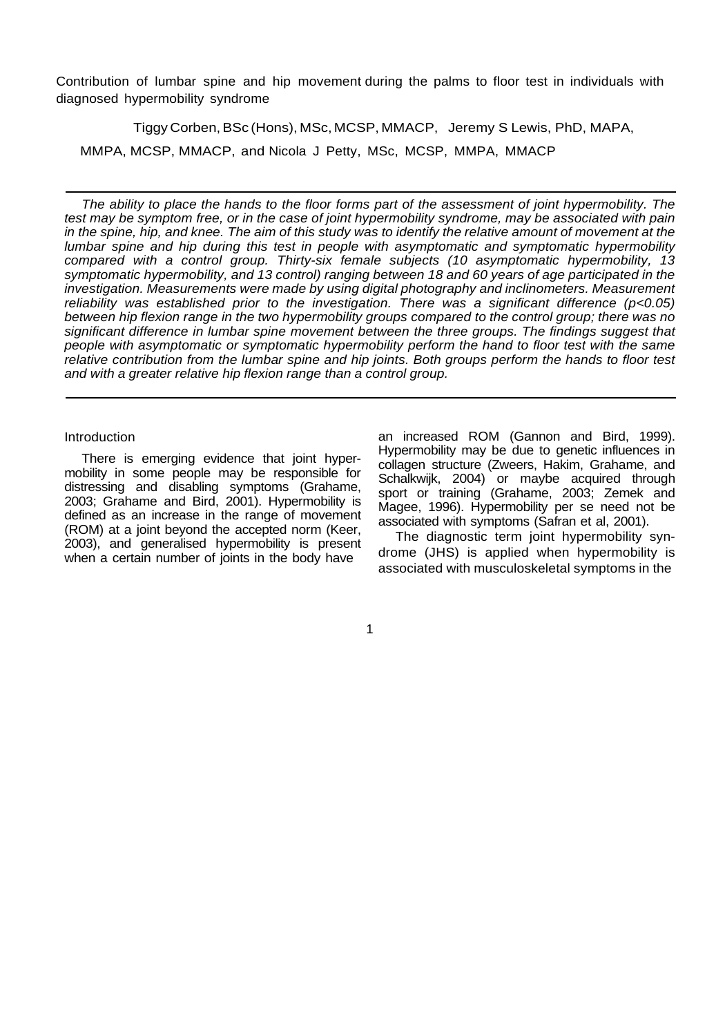# Contribution of lumbar spine and hip movement during the palms to floor test in individuals with diagnosed hypermobility syndrome

Tiggy Corben, BSc (Hons), MSc, MCSP, MMACP, Jeremy S Lewis, PhD, MAPA, MMPA, MCSP, MMACP, and Nicola J Petty, MSc, MCSP, MMPA, MMACP

---

*The ability to place the hands to the floor forms part of the assessment of joint hypermobility. The test may be symptom free, or in the case of joint hypermobility syndrome, may be associated with pain in the spine, hip, and knee. The aim of this study was to identify the relative amount of movement at the lumbar spine and hip during this test in people with asymptomatic and symptomatic hypermobility compared with a control group. Thirty-six female subjects (10 asymptomatic hypermobility, 13 symptomatic hypermobility, and 13 control) ranging between 18 and 60 years of age participated in the investigation. Measurements were made by using digital photography and inclinometers. Measurement reliability was established prior to the investigation. There was a significant difference ($p<0.05$) between hip flexion range in the two hypermobility groups compared to the control group; there was no significant difference in lumbar spine movement between the three groups. The findings suggest that people with asymptomatic or symptomatic hypermobility perform the hand to floor test with the same relative contribution from the lumbar spine and hip joints. Both groups perform the hands to floor test and with a greater relative hip flexion range than a control group.*

---

## Introduction

There is emerging evidence that joint hypermobility in some people may be responsible for distressing and disabling symptoms (Grahame, 2003; Grahame and Bird, 2001). Hypermobility is defined as an increase in the range of movement (ROM) at a joint beyond the accepted norm (Keer, 2003), and generalised hypermobility is present when a certain number of joints in the body have an increased ROM (Gannon and Bird, 1999). Hypermobility may be due to genetic influences in collagen structure (Zweers, Hakim, Grahame, and Schalkwijk, 2004) or maybe acquired through sport or training (Grahame, 2003; Zemek and Magee, 1996). Hypermobility per se need not be associated with symptoms (Safran et al, 2001).

The diagnostic term joint hypermobility syndrome (JHS) is applied when hypermobility is associated with musculoskeletal symptoms in the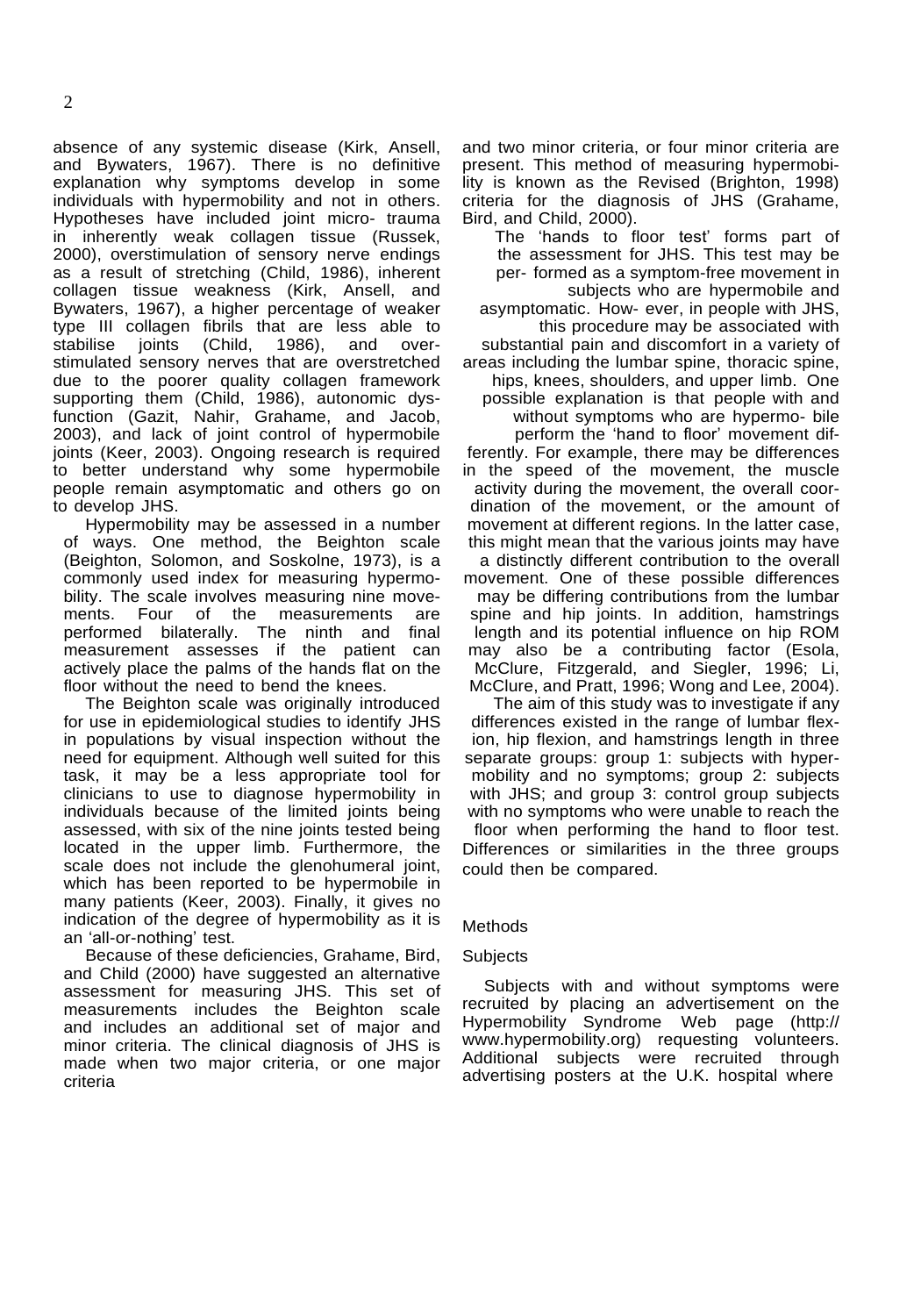absence of any systemic disease (Kirk, Ansell, and Bywaters, 1967). There is no definitive explanation why symptoms develop in some individuals with hypermobility and not in others. Hypotheses have included joint micro- trauma in inherently weak collagen tissue (Russek, 2000), overstimulation of sensory nerve endings as a result of stretching (Child, 1986), inherent collagen tissue weakness (Kirk, Ansell, and Bywaters, 1967), a higher percentage of weaker type III collagen fibrils that are less able to stabilise joints (Child, 1986), and over-stimulated sensory nerves that are overstretched due to the poorer quality collagen framework supporting them (Child, 1986), autonomic dys-function (Gazit, Nahir, Grahame, and Jacob, 2003), and lack of joint control of hypermobile joints (Keer, 2003). Ongoing research is required to better understand why some hypermobile people remain asymptomatic and others go on to develop JHS.

Hypermobility may be assessed in a number of ways. One method, the Beighton scale (Beighton, Solomon, and Soskolne, 1973), is a commonly used index for measuring hypermo-bility. The scale involves measuring nine move-ments. Four of the measurements are performed bilaterally. The ninth and final measurement assesses if the patient can actively place the palms of the hands flat on the floor without the need to bend the knees.

The Beighton scale was originally introduced for use in epidemiological studies to identify JHS in populations by visual inspection without the need for equipment. Although well suited for this task, it may be a less appropriate tool for clinicians to use to diagnose hypermobility in individuals because of the limited joints being assessed, with six of the nine joints tested being located in the upper limb. Furthermore, the scale does not include the glenohumeral joint, which has been reported to be hypermobile in many patients (Keer, 2003). Finally, it gives no indication of the degree of hypermobility as it is an 'all-or-nothing' test.

Because of these deficiencies, Grahame, Bird, and Child (2000) have suggested an alternative assessment for measuring JHS. This set of measurements includes the Beighton scale and includes an additional set of major and minor criteria. The clinical diagnosis of JHS is made when two major criteria, or one major criteria and two minor criteria, or four minor criteria are present. This method of measuring hypermobi-lity is known as the Revised (Brighton, 1998) criteria for the diagnosis of JHS (Grahame, Bird, and Child, 2000).

The 'hands to floor test' forms part of the assessment for JHS. This test may be per- formed as a symptom-free movement in subjects who are hypermobile and asymptomatic. How- ever, in people with JHS, this procedure may be associated with substantial pain and discomfort in a variety of areas including the lumbar spine, thoracic spine, hips, knees, shoulders, and upper limb. One possible explanation is that people with and without symptoms who are hypermo- bile perform the 'hand to floor' movement dif-ferently. For example, there may be differences in the speed of the movement, the muscle activity during the movement, the overall coor-dination of the movement, or the amount of movement at different regions. In the latter case, this might mean that the various joints may have a distinctly different contribution to the overall movement. One of these possible differences may be differing contributions from the lumbar spine and hip joints. In addition, hamstrings length and its potential influence on hip ROM may also be a contributing factor (Esola, McClure, Fitzgerald, and Siegler, 1996; Li, McClure, and Pratt, 1996; Wong and Lee, 2004).

The aim of this study was to investigate if any differences existed in the range of lumbar flex-ion, hip flexion, and hamstrings length in three separate groups: group 1: subjects with hyper-mobility and no symptoms; group 2: subjects with JHS; and group 3: control group subjects with no symptoms who were unable to reach the floor when performing the hand to floor test. Differences or similarities in the three groups could then be compared.

## Methods

### Subjects

Subjects with and without symptoms were recruited by placing an advertisement on the Hypermobility Syndrome Web page (http://www.hypermobility.org) requesting volunteers. Additional subjects were recruited through advertising posters at the U.K. hospital where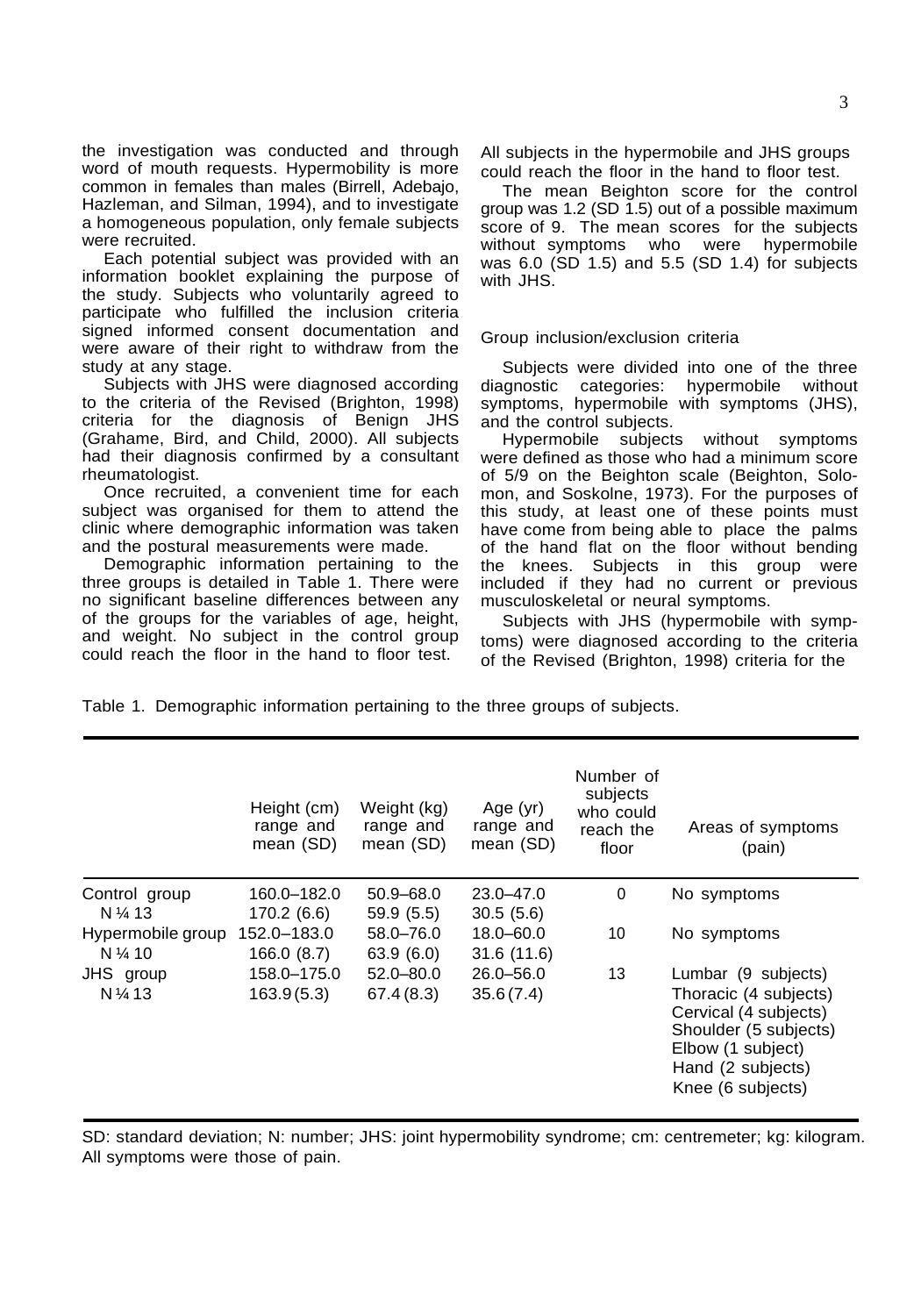the investigation was conducted and through word of mouth requests. Hypermobility is more common in females than males (Birrell, Adebajo, Hazleman, and Silman, 1994), and to investigate a homogeneous population, only female subjects were recruited.

Each potential subject was provided with an information booklet explaining the purpose of the study. Subjects who voluntarily agreed to participate who fulfilled the inclusion criteria signed informed consent documentation and were aware of their right to withdraw from the study at any stage.

Subjects with JHS were diagnosed according to the criteria of the Revised (Brighton, 1998) criteria for the diagnosis of Benign JHS (Grahame, Bird, and Child, 2000). All subjects had their diagnosis confirmed by a consultant rheumatologist.

Once recruited, a convenient time for each subject was organised for them to attend the clinic where demographic information was taken and the postural measurements were made.

Demographic information pertaining to the three groups is detailed in Table 1. There were no significant baseline differences between any of the groups for the variables of age, height, and weight. No subject in the control group could reach the floor in the hand to floor test. All subjects in the hypermobile and JHS groups could reach the floor in the hand to floor test.

The mean Beighton score for the control group was 1.2 (SD 1.5) out of a possible maximum score of 9. The mean scores for the subjects without symptoms who were hypermobile was 6.0 (SD 1.5) and 5.5 (SD 1.4) for subjects with JHS.

## Group inclusion/exclusion criteria

Subjects were divided into one of the three diagnostic categories: hypermobile without symptoms, hypermobile with symptoms (JHS), and the control subjects.

Hypermobile subjects without symptoms were defined as those who had a minimum score of 5/9 on the Beighton scale (Beighton, Solomon, and Soskolne, 1973). For the purposes of this study, at least one of these points must have come from being able to place the palms of the hand flat on the floor without bending the knees. Subjects in this group were included if they had no current or previous musculoskeletal or neural symptoms.

Subjects with JHS (hypermobile with symptoms) were diagnosed according to the criteria of the Revised (Brighton, 1998) criteria for the

Table 1. Demographic information pertaining to the three groups of subjects.

| | Height (cm) range and mean (SD) | Weight (kg) range and mean (SD) | Age (yr) range and mean (SD) | Number of subjects who could reach the floor | Areas of symptoms (pain) |
|---|---|---|---|---|---|
| Control group N ¼ 13 | 160.0–182.0 170.2 (6.6) | 50.9–68.0 59.9 (5.5) | 23.0–47.0 30.5 (5.6) | 0 | No symptoms |
| Hypermobile group N ¼ 10 | 152.0–183.0 166.0 (8.7) | 58.0–76.0 63.9 (6.0) | 18.0–60.0 31.6 (11.6) | 10 | No symptoms |
| JHS group N ¼ 13 | 158.0–175.0 163.9 (5.3) | 52.0–80.0 67.4 (8.3) | 26.0–56.0 35.6 (7.4) | 13 | Lumbar (9 subjects) Thoracic (4 subjects) Cervical (4 subjects) Shoulder (5 subjects) Elbow (1 subject) Hand (2 subjects) Knee (6 subjects) |

SD: standard deviation; N: number; JHS: joint hypermobility syndrome; cm: centremeter; kg: kilogram. All symptoms were those of pain.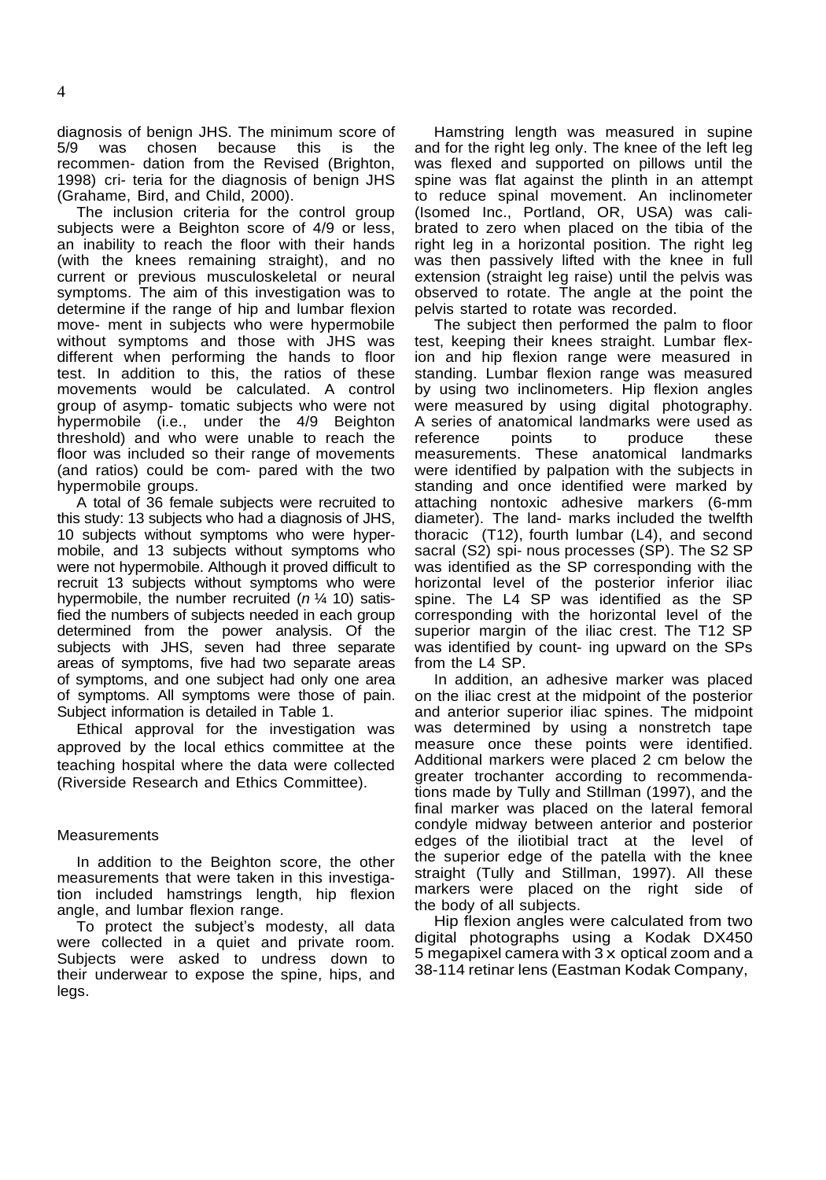diagnosis of benign JHS. The minimum score of 5/9 was chosen because this is the recommen- dation from the Revised (Brighton, 1998) cri- teria for the diagnosis of benign JHS (Grahame, Bird, and Child, 2000).

The inclusion criteria for the control group subjects were a Beighton score of 4/9 or less, an inability to reach the floor with their hands (with the knees remaining straight), and no current or previous musculoskeletal or neural symptoms. The aim of this investigation was to determine if the range of hip and lumbar flexion move- ment in subjects who were hypermobile without symptoms and those with JHS was different when performing the hands to floor test. In addition to this, the ratios of these movements would be calculated. A control group of asymp- tomatic subjects who were not hypermobile (i.e., under the 4/9 Beighton threshold) and who were unable to reach the floor was included so their range of movements (and ratios) could be com- pared with the two hypermobile groups.

A total of 36 female subjects were recruited to this study: 13 subjects who had a diagnosis of JHS, 10 subjects without symptoms who were hyper- mobile, and 13 subjects without symptoms who were not hypermobile. Although it proved difficult to recruit 13 subjects without symptoms who were hypermobile, the number recruited (*n* ¼ 10) satis- fied the numbers of subjects needed in each group determined from the power analysis. Of the subjects with JHS, seven had three separate areas of symptoms, five had two separate areas of symptoms, and one subject had only one area of symptoms. All symptoms were those of pain. Subject information is detailed in Table 1.

Ethical approval for the investigation was approved by the local ethics committee at the teaching hospital where the data were collected (Riverside Research and Ethics Committee).

## Measurements

In addition to the Beighton score, the other measurements that were taken in this investiga- tion included hamstrings length, hip flexion angle, and lumbar flexion range.

To protect the subject's modesty, all data were collected in a quiet and private room. Subjects were asked to undress down to their underwear to expose the spine, hips, and legs.

Hamstring length was measured in supine and for the right leg only. The knee of the left leg was flexed and supported on pillows until the spine was flat against the plinth in an attempt to reduce spinal movement. An inclinometer (Isomed Inc., Portland, OR, USA) was cali- brated to zero when placed on the tibia of the right leg in a horizontal position. The right leg was then passively lifted with the knee in full extension (straight leg raise) until the pelvis was observed to rotate. The angle at the point the pelvis started to rotate was recorded.

The subject then performed the palm to floor test, keeping their knees straight. Lumbar flex- ion and hip flexion range were measured in standing. Lumbar flexion range was measured by using two inclinometers. Hip flexion angles were measured by using digital photography. A series of anatomical landmarks were used as reference points to produce these measurements. These anatomical landmarks were identified by palpation with the subjects in standing and once identified were marked by attaching nontoxic adhesive markers (6-mm diameter). The land- marks included the twelfth thoracic (T12), fourth lumbar (L4), and second sacral (S2) spi- nous processes (SP). The S2 SP was identified as the SP corresponding with the horizontal level of the posterior inferior iliac spine. The L4 SP was identified as the SP corresponding with the horizontal level of the superior margin of the iliac crest. The T12 SP was identified by count- ing upward on the SPs from the L4 SP.

In addition, an adhesive marker was placed on the iliac crest at the midpoint of the posterior and anterior superior iliac spines. The midpoint was determined by using a nonstretch tape measure once these points were identified. Additional markers were placed 2 cm below the greater trochanter according to recommenda- tions made by Tully and Stillman (1997), and the final marker was placed on the lateral femoral condyle midway between anterior and posterior edges of the iliotibial tract at the level of the superior edge of the patella with the knee straight (Tully and Stillman, 1997). All these markers were placed on the right side of the body of all subjects.

Hip flexion angles were calculated from two digital photographs using a Kodak DX450 5 megapixel camera with 3 x optical zoom and a 38-114 retinar lens (Eastman Kodak Company,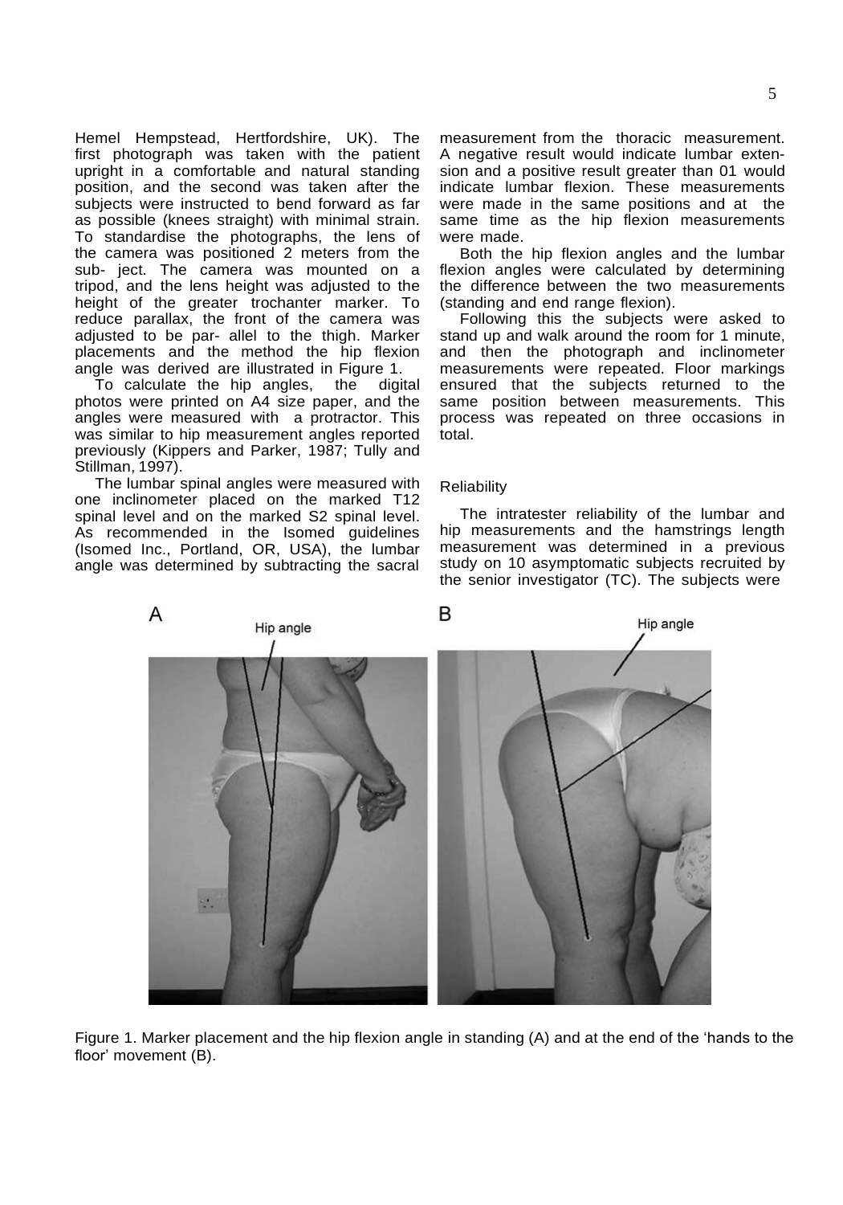Hemel Hempstead, Hertfordshire, UK). The first photograph was taken with the patient upright in a comfortable and natural standing position, and the second was taken after the subjects were instructed to bend forward as far as possible (knees straight) with minimal strain. To standardise the photographs, the lens of the camera was positioned 2 meters from the sub- ject. The camera was mounted on a tripod, and the lens height was adjusted to the height of the greater trochanter marker. To reduce parallax, the front of the camera was adjusted to be par- allel to the thigh. Marker placements and the method the hip flexion angle was derived are illustrated in Figure 1.

To calculate the hip angles, the digital photos were printed on A4 size paper, and the angles were measured with a protractor. This was similar to hip measurement angles reported previously (Kippers and Parker, 1987; Tully and Stillman, 1997).

The lumbar spinal angles were measured with one inclinometer placed on the marked T12 spinal level and on the marked S2 spinal level. As recommended in the Isomed guidelines (Isomed Inc., Portland, OR, USA), the lumbar angle was determined by subtracting the sacral measurement from the thoracic measurement. A negative result would indicate lumbar exten- sion and a positive result greater than 01 would indicate lumbar flexion. These measurements were made in the same positions and at the same time as the hip flexion measurements were made.

Both the hip flexion angles and the lumbar flexion angles were calculated by determining the difference between the two measurements (standing and end range flexion).

Following this the subjects were asked to stand up and walk around the room for 1 minute, and then the photograph and inclinometer measurements were repeated. Floor markings ensured that the subjects returned to the same position between measurements. This process was repeated on three occasions in total.

## Reliability

The intratester reliability of the lumbar and hip measurements and the hamstrings length measurement was determined in a previous study on 10 asymptomatic subjects recruited by the senior investigator (TC). The subjects were

Figure 1. Marker placement and the hip flexion angle in standing (A) and at the end of the 'hands to the floor' movement (B).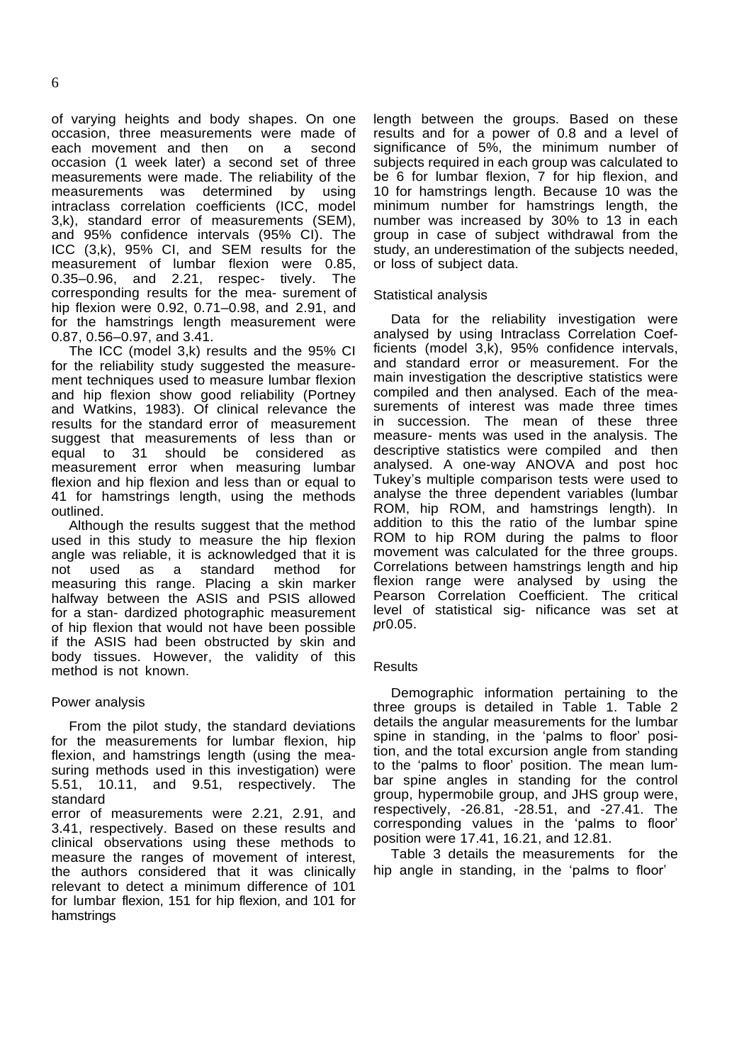of varying heights and body shapes. On one occasion, three measurements were made of each movement and then on a second occasion (1 week later) a second set of three measurements were made. The reliability of the measurements was determined by using intraclass correlation coefficients (ICC, model 3,k), standard error of measurements (SEM), and 95% confidence intervals (95% CI). The ICC (3,k), 95% CI, and SEM results for the measurement of lumbar flexion were 0.85, 0.35–0.96, and 2.21, respec- tively. The corresponding results for the mea- surement of hip flexion were 0.92, 0.71–0.98, and 2.91, and for the hamstrings length measurement were 0.87, 0.56–0.97, and 3.41.

The ICC (model 3,k) results and the 95% CI for the reliability study suggested the measure- ment techniques used to measure lumbar flexion and hip flexion show good reliability (Portney and Watkins, 1983). Of clinical relevance the results for the standard error of measurement suggest that measurements of less than or equal to 31 should be considered as measurement error when measuring lumbar flexion and hip flexion and less than or equal to 41 for hamstrings length, using the methods outlined.

Although the results suggest that the method used in this study to measure the hip flexion angle was reliable, it is acknowledged that it is not used as a standard method for measuring this range. Placing a skin marker halfway between the ASIS and PSIS allowed for a stan- dardized photographic measurement of hip flexion that would not have been possible if the ASIS had been obstructed by skin and body tissues. However, the validity of this method is not known.

## Power analysis

From the pilot study, the standard deviations for the measurements for lumbar flexion, hip flexion, and hamstrings length (using the mea- suring methods used in this investigation) were 5.51, 10.11, and 9.51, respectively. The standard error of measurements were 2.21, 2.91, and 3.41, respectively. Based on these results and clinical observations using these methods to measure the ranges of movement of interest, the authors considered that it was clinically relevant to detect a minimum difference of 101 for lumbar flexion, 151 for hip flexion, and 101 for hamstrings length between the groups. Based on these results and for a power of 0.8 and a level of significance of 5%, the minimum number of subjects required in each group was calculated to be 6 for lumbar flexion, 7 for hip flexion, and 10 for hamstrings length. Because 10 was the minimum number for hamstrings length, the number was increased by 30% to 13 in each group in case of subject withdrawal from the study, an underestimation of the subjects needed, or loss of subject data.

## Statistical analysis

Data for the reliability investigation were analysed by using Intraclass Correlation Coef- ficients (model 3,k), 95% confidence intervals, and standard error or measurement. For the main investigation the descriptive statistics were compiled and then analysed. Each of the mea- surements of interest was made three times in succession. The mean of these three measure- ments was used in the analysis. The descriptive statistics were compiled and then analysed. A one-way ANOVA and post hoc Tukey's multiple comparison tests were used to analyse the three dependent variables (lumbar ROM, hip ROM, and hamstrings length). In addition to this the ratio of the lumbar spine ROM to hip ROM during the palms to floor movement was calculated for the three groups. Correlations between hamstrings length and hip flexion range were analysed by using the Pearson Correlation Coefficient. The critical level of statistical sig- nificance was set at *p*r0.05.

## Results

Demographic information pertaining to the three groups is detailed in Table 1. Table 2 details the angular measurements for the lumbar spine in standing, in the 'palms to floor' posi- tion, and the total excursion angle from standing to the 'palms to floor' position. The mean lum- bar spine angles in standing for the control group, hypermobile group, and JHS group were, respectively, -26.81, -28.51, and -27.41. The corresponding values in the 'palms to floor' position were 17.41, 16.21, and 12.81.

Table 3 details the measurements for the hip angle in standing, in the 'palms to floor'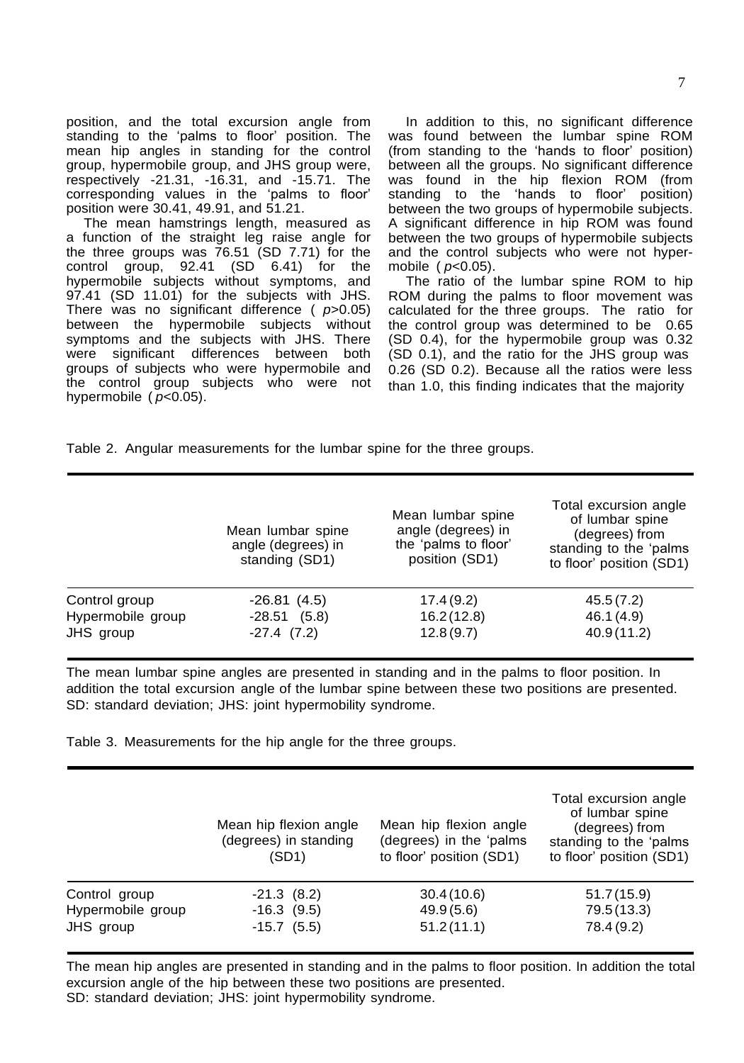position, and the total excursion angle from standing to the 'palms to floor' position. The mean hip angles in standing for the control group, hypermobile group, and JHS group were, respectively -21.31, -16.31, and -15.71. The corresponding values in the 'palms to floor' position were 30.41, 49.91, and 51.21.

The mean hamstrings length, measured as a function of the straight leg raise angle for the three groups was 76.51 (SD 7.71) for the control group, 92.41 (SD 6.41) for the hypermobile subjects without symptoms, and 97.41 (SD 11.01) for the subjects with JHS. There was no significant difference ( $p$>0.05) between the hypermobile subjects without symptoms and the subjects with JHS. There were significant differences between both groups of subjects who were hypermobile and the control group subjects who were not hypermobile ( $p$<0.05).

In addition to this, no significant difference was found between the lumbar spine ROM (from standing to the 'hands to floor' position) between all the groups. No significant difference was found in the hip flexion ROM (from standing to the 'hands to floor' position) between the two groups of hypermobile subjects. A significant difference in hip ROM was found between the two groups of hypermobile subjects and the control subjects who were not hypermobile ( $p$<0.05).

The ratio of the lumbar spine ROM to hip ROM during the palms to floor movement was calculated for the three groups. The ratio for the control group was determined to be 0.65 (SD 0.4), for the hypermobile group was 0.32 (SD 0.1), and the ratio for the JHS group was 0.26 (SD 0.2). Because all the ratios were less than 1.0, this finding indicates that the majority

Table 2. Angular measurements for the lumbar spine for the three groups.

| | Mean lumbar spine angle (degrees) in standing (SD1) | Mean lumbar spine angle (degrees) in the 'palms to floor' position (SD1) | Total excursion angle of lumbar spine (degrees) from standing to the 'palms to floor' position (SD1) |
|---|---|---|---|
| Control group | -26.81 (4.5) | 17.4 (9.2) | 45.5 (7.2) |
| Hypermobile group | -28.51 (5.8) | 16.2 (12.8) | 46.1 (4.9) |
| JHS group | -27.4 (7.2) | 12.8 (9.7) | 40.9 (11.2) |

The mean lumbar spine angles are presented in standing and in the palms to floor position. In addition the total excursion angle of the lumbar spine between these two positions are presented. SD: standard deviation; JHS: joint hypermobility syndrome.

Table 3. Measurements for the hip angle for the three groups.

| | Mean hip flexion angle (degrees) in standing (SD1) | Mean hip flexion angle (degrees) in the 'palms to floor' position (SD1) | Total excursion angle of lumbar spine (degrees) from standing to the 'palms to floor' position (SD1) |
|---|---|---|---|
| Control group | -21.3 (8.2) | 30.4 (10.6) | 51.7 (15.9) |
| Hypermobile group | -16.3 (9.5) | 49.9 (5.6) | 79.5 (13.3) |
| JHS group | -15.7 (5.5) | 51.2 (11.1) | 78.4 (9.2) |

The mean hip angles are presented in standing and in the palms to floor position. In addition the total excursion angle of the hip between these two positions are presented.
SD: standard deviation; JHS: joint hypermobility syndrome.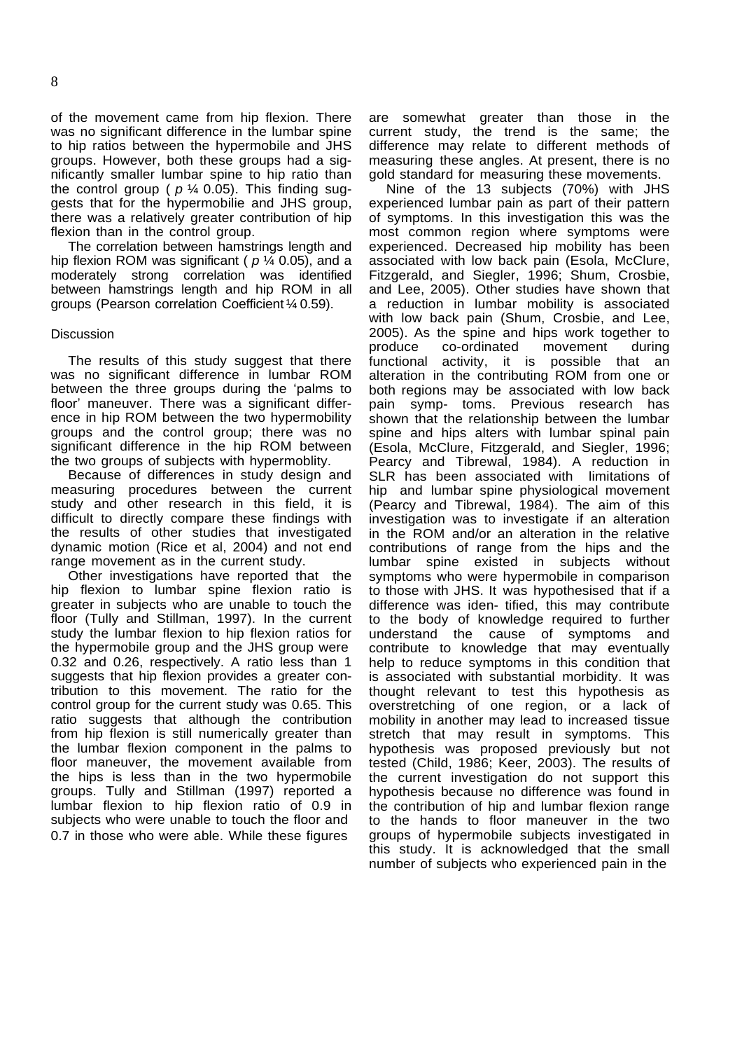of the movement came from hip flexion. There was no significant difference in the lumbar spine to hip ratios between the hypermobile and JHS groups. However, both these groups had a significantly smaller lumbar spine to hip ratio than the control group ( $p$ ¼ 0.05). This finding suggests that for the hypermobilie and JHS group, there was a relatively greater contribution of hip flexion than in the control group.

The correlation between hamstrings length and hip flexion ROM was significant ( $p$ ¼ 0.05), and a moderately strong correlation was identified between hamstrings length and hip ROM in all groups (Pearson correlation Coefficient ¼ 0.59).

## Discussion

The results of this study suggest that there was no significant difference in lumbar ROM between the three groups during the 'palms to floor' maneuver. There was a significant difference in hip ROM between the two hypermobility groups and the control group; there was no significant difference in the hip ROM between the two groups of subjects with hypermoblity.

Because of differences in study design and measuring procedures between the current study and other research in this field, it is difficult to directly compare these findings with the results of other studies that investigated dynamic motion (Rice et al, 2004) and not end range movement as in the current study.

Other investigations have reported that the hip flexion to lumbar spine flexion ratio is greater in subjects who are unable to touch the floor (Tully and Stillman, 1997). In the current study the lumbar flexion to hip flexion ratios for the hypermobile group and the JHS group were 0.32 and 0.26, respectively. A ratio less than 1 suggests that hip flexion provides a greater contribution to this movement. The ratio for the control group for the current study was 0.65. This ratio suggests that although the contribution from hip flexion is still numerically greater than the lumbar flexion component in the palms to floor maneuver, the movement available from the hips is less than in the two hypermobile groups. Tully and Stillman (1997) reported a lumbar flexion to hip flexion ratio of 0.9 in subjects who were unable to touch the floor and 0.7 in those who were able. While these figures are somewhat greater than those in the current study, the trend is the same; the difference may relate to different methods of measuring these angles. At present, there is no gold standard for measuring these movements.

Nine of the 13 subjects (70%) with JHS experienced lumbar pain as part of their pattern of symptoms. In this investigation this was the most common region where symptoms were experienced. Decreased hip mobility has been associated with low back pain (Esola, McClure, Fitzgerald, and Siegler, 1996; Shum, Crosbie, and Lee, 2005). Other studies have shown that a reduction in lumbar mobility is associated with low back pain (Shum, Crosbie, and Lee, 2005). As the spine and hips work together to produce co-ordinated movement during functional activity, it is possible that an alteration in the contributing ROM from one or both regions may be associated with low back pain symp- toms. Previous research has shown that the relationship between the lumbar spine and hips alters with lumbar spinal pain (Esola, McClure, Fitzgerald, and Siegler, 1996; Pearcy and Tibrewal, 1984). A reduction in SLR has been associated with limitations of hip and lumbar spine physiological movement (Pearcy and Tibrewal, 1984). The aim of this investigation was to investigate if an alteration in the ROM and/or an alteration in the relative contributions of range from the hips and the lumbar spine existed in subjects without symptoms who were hypermobile in comparison to those with JHS. It was hypothesised that if a difference was iden- tified, this may contribute to the body of knowledge required to further understand the cause of symptoms and contribute to knowledge that may eventually help to reduce symptoms in this condition that is associated with substantial morbidity. It was thought relevant to test this hypothesis as overstretching of one region, or a lack of mobility in another may lead to increased tissue stretch that may result in symptoms. This hypothesis was proposed previously but not tested (Child, 1986; Keer, 2003). The results of the current investigation do not support this hypothesis because no difference was found in the contribution of hip and lumbar flexion range to the hands to floor maneuver in the two groups of hypermobile subjects investigated in this study. It is acknowledged that the small number of subjects who experienced pain in the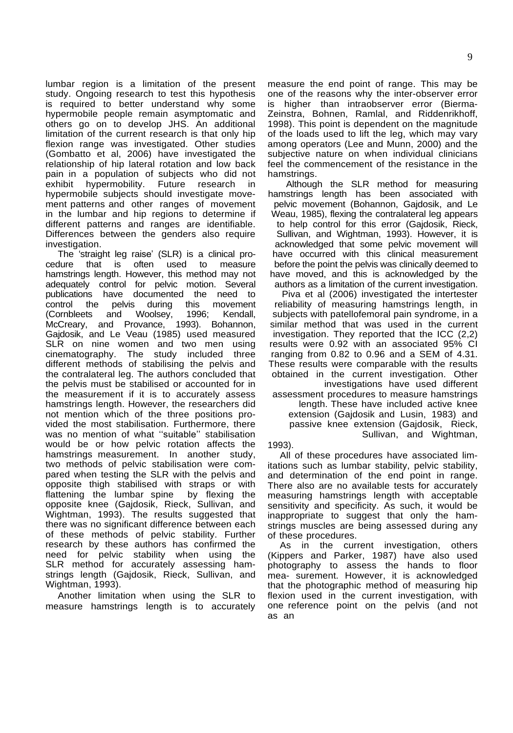lumbar region is a limitation of the present study. Ongoing research to test this hypothesis is required to better understand why some hypermobile people remain asymptomatic and others go on to develop JHS. An additional limitation of the current research is that only hip flexion range was investigated. Other studies (Gombatto et al, 2006) have investigated the relationship of hip lateral rotation and low back pain in a population of subjects who did not exhibit hypermobility. Future research in hypermobile subjects should investigate movement patterns and other ranges of movement in the lumbar and hip regions to determine if different patterns and ranges are identifiable. Differences between the genders also require investigation.

The 'straight leg raise' (SLR) is a clinical procedure that is often used to measure hamstrings length. However, this method may not adequately control for pelvic motion. Several publications have documented the need to control the pelvis during this movement (Cornbleets and Woolsey, 1996; Kendall, McCreary, and Provance, 1993). Bohannon, Gajdosik, and Le Veau (1985) used measured SLR on nine women and two men using cinematography. The study included three different methods of stabilising the pelvis and the contralateral leg. The authors concluded that the pelvis must be stabilised or accounted for in the measurement if it is to accurately assess hamstrings length. However, the researchers did not mention which of the three positions provided the most stabilisation. Furthermore, there was no mention of what ''suitable'' stabilisation would be or how pelvic rotation affects the hamstrings measurement. In another study, two methods of pelvic stabilisation were compared when testing the SLR with the pelvis and opposite thigh stabilised with straps or with flattening the lumbar spine by flexing the opposite knee (Gajdosik, Rieck, Sullivan, and Wightman, 1993). The results suggested that there was no significant difference between each of these methods of pelvic stability. Further research by these authors has confirmed the need for pelvic stability when using the SLR method for accurately assessing hamstrings length (Gajdosik, Rieck, Sullivan, and Wightman, 1993).

Another limitation when using the SLR to measure hamstrings length is to accurately measure the end point of range. This may be one of the reasons why the inter-observer error is higher than intraobserver error (Bierma-Zeinstra, Bohnen, Ramlal, and Riddenrikhoff, 1998). This point is dependent on the magnitude of the loads used to lift the leg, which may vary among operators (Lee and Munn, 2000) and the subjective nature on when individual clinicians feel the commencement of the resistance in the hamstrings.

Although the SLR method for measuring hamstrings length has been associated with pelvic movement (Bohannon, Gajdosik, and Le Weau, 1985), flexing the contralateral leg appears to help control for this error (Gajdosik, Rieck, Sullivan, and Wightman, 1993). However, it is acknowledged that some pelvic movement will have occurred with this clinical measurement before the point the pelvis was clinically deemed to have moved, and this is acknowledged by the authors as a limitation of the current investigation.

Piva et al (2006) investigated the intertester reliability of measuring hamstrings length, in subjects with patellofemoral pain syndrome, in a similar method that was used in the current investigation. They reported that the ICC (2,2) results were 0.92 with an associated 95% CI ranging from 0.82 to 0.96 and a SEM of 4.31. These results were comparable with the results obtained in the current investigation. Other investigations have used different assessment procedures to measure hamstrings length. These have included active knee extension (Gajdosik and Lusin, 1983) and passive knee extension (Gajdosik, Rieck, Sullivan, and Wightman, 1993).

All of these procedures have associated limitations such as lumbar stability, pelvic stability, and determination of the end point in range. There also are no available tests for accurately measuring hamstrings length with acceptable sensitivity and specificity. As such, it would be inappropriate to suggest that only the hamstrings muscles are being assessed during any of these procedures.

As in the current investigation, others (Kippers and Parker, 1987) have also used photography to assess the hands to floor measurement. However, it is acknowledged that the photographic method of measuring hip flexion used in the current investigation, with one reference point on the pelvis (and not as an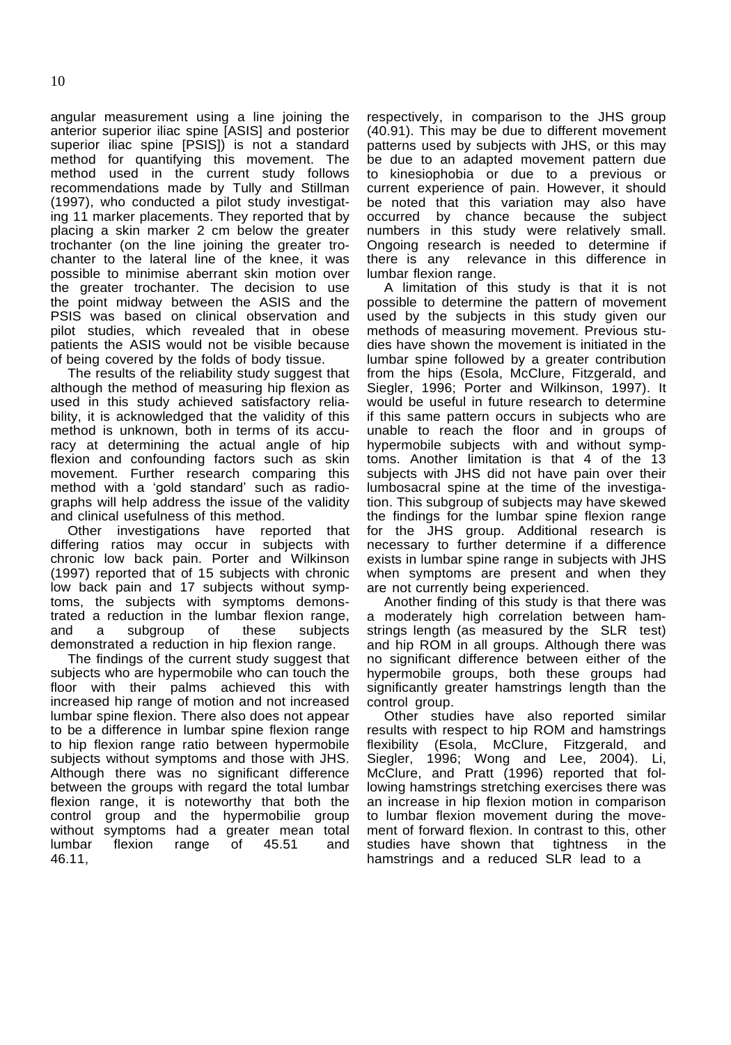angular measurement using a line joining the anterior superior iliac spine [ASIS] and posterior superior iliac spine [PSIS]) is not a standard method for quantifying this movement. The method used in the current study follows recommendations made by Tully and Stillman (1997), who conducted a pilot study investigating 11 marker placements. They reported that by placing a skin marker 2 cm below the greater trochanter (on the line joining the greater trochanter to the lateral line of the knee, it was possible to minimise aberrant skin motion over the greater trochanter. The decision to use the point midway between the ASIS and the PSIS was based on clinical observation and pilot studies, which revealed that in obese patients the ASIS would not be visible because of being covered by the folds of body tissue.

The results of the reliability study suggest that although the method of measuring hip flexion as used in this study achieved satisfactory reliability, it is acknowledged that the validity of this method is unknown, both in terms of its accuracy at determining the actual angle of hip flexion and confounding factors such as skin movement. Further research comparing this method with a 'gold standard' such as radiographs will help address the issue of the validity and clinical usefulness of this method.

Other investigations have reported that differing ratios may occur in subjects with chronic low back pain. Porter and Wilkinson (1997) reported that of 15 subjects with chronic low back pain and 17 subjects without symptoms, the subjects with symptoms demonstrated a reduction in the lumbar flexion range, and a subgroup of these subjects demonstrated a reduction in hip flexion range.

The findings of the current study suggest that subjects who are hypermobile who can touch the floor with their palms achieved this with increased hip range of motion and not increased lumbar spine flexion. There also does not appear to be a difference in lumbar spine flexion range to hip flexion range ratio between hypermobile subjects without symptoms and those with JHS. Although there was no significant difference between the groups with regard the total lumbar flexion range, it is noteworthy that both the control group and the hypermobilie group without symptoms had a greater mean total lumbar flexion range of 45.51 and 46.11, respectively, in comparison to the JHS group (40.91). This may be due to different movement patterns used by subjects with JHS, or this may be due to an adapted movement pattern due to kinesiophobia or due to a previous or current experience of pain. However, it should be noted that this variation may also have occurred by chance because the subject numbers in this study were relatively small. Ongoing research is needed to determine if there is any relevance in this difference in lumbar flexion range.

A limitation of this study is that it is not possible to determine the pattern of movement used by the subjects in this study given our methods of measuring movement. Previous studies have shown the movement is initiated in the lumbar spine followed by a greater contribution from the hips (Esola, McClure, Fitzgerald, and Siegler, 1996; Porter and Wilkinson, 1997). It would be useful in future research to determine if this same pattern occurs in subjects who are unable to reach the floor and in groups of hypermobile subjects with and without symptoms. Another limitation is that 4 of the 13 subjects with JHS did not have pain over their lumbosacral spine at the time of the investigation. This subgroup of subjects may have skewed the findings for the lumbar spine flexion range for the JHS group. Additional research is necessary to further determine if a difference exists in lumbar spine range in subjects with JHS when symptoms are present and when they are not currently being experienced.

Another finding of this study is that there was a moderately high correlation between hamstrings length (as measured by the SLR test) and hip ROM in all groups. Although there was no significant difference between either of the hypermobile groups, both these groups had significantly greater hamstrings length than the control group.

Other studies have also reported similar results with respect to hip ROM and hamstrings flexibility (Esola, McClure, Fitzgerald, and Siegler, 1996; Wong and Lee, 2004). Li, McClure, and Pratt (1996) reported that following hamstrings stretching exercises there was an increase in hip flexion motion in comparison to lumbar flexion movement during the movement of forward flexion. In contrast to this, other studies have shown that tightness in the hamstrings and a reduced SLR lead to a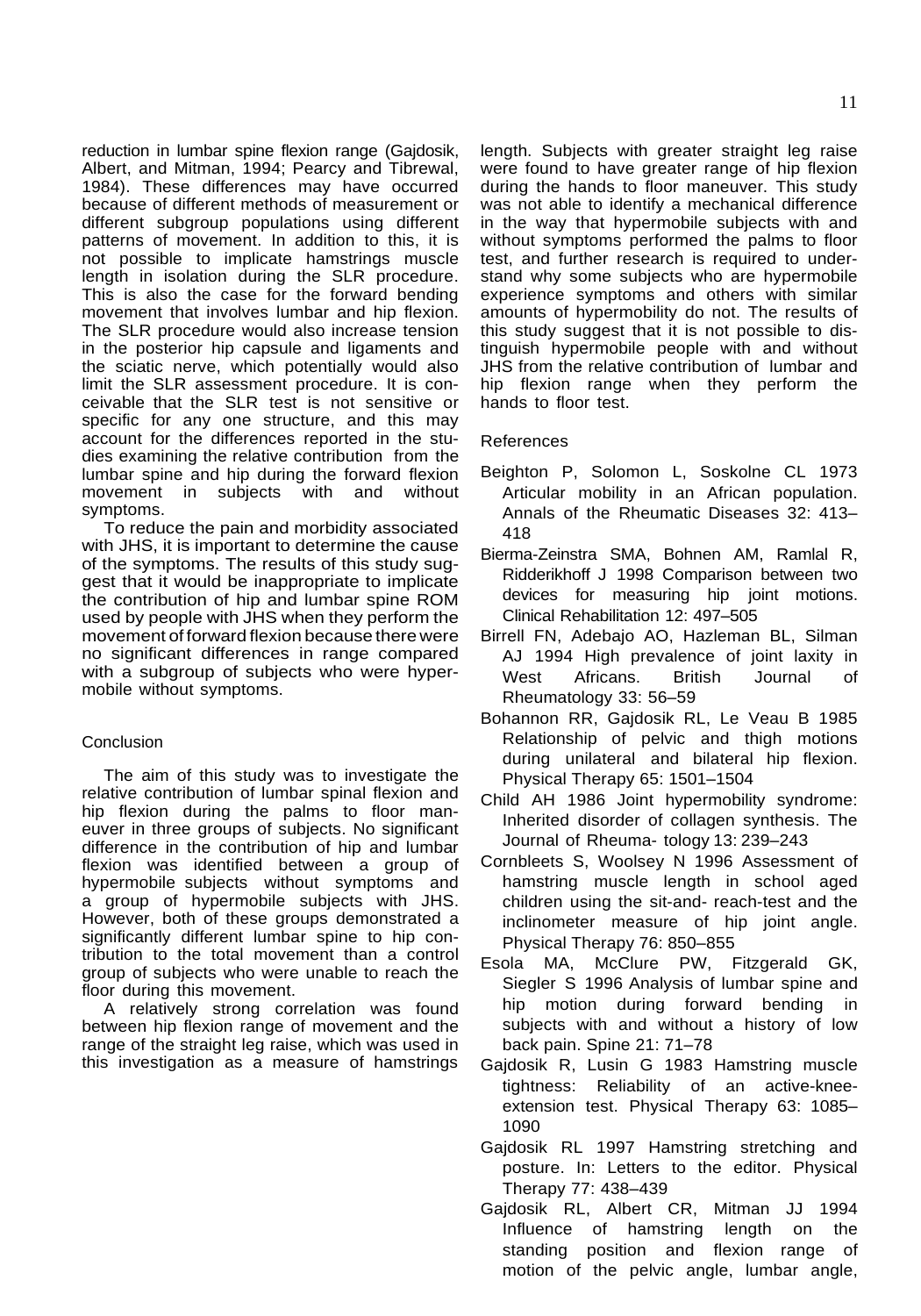reduction in lumbar spine flexion range (Gajdosik, Albert, and Mitman, 1994; Pearcy and Tibrewal, 1984). These differences may have occurred because of different methods of measurement or different subgroup populations using different patterns of movement. In addition to this, it is not possible to implicate hamstrings muscle length in isolation during the SLR procedure. This is also the case for the forward bending movement that involves lumbar and hip flexion. The SLR procedure would also increase tension in the posterior hip capsule and ligaments and the sciatic nerve, which potentially would also limit the SLR assessment procedure. It is conceivable that the SLR test is not sensitive or specific for any one structure, and this may account for the differences reported in the studies examining the relative contribution from the lumbar spine and hip during the forward flexion movement in subjects with and without symptoms.

To reduce the pain and morbidity associated with JHS, it is important to determine the cause of the symptoms. The results of this study suggest that it would be inappropriate to implicate the contribution of hip and lumbar spine ROM used by people with JHS when they perform the movement of forward flexion because there were no significant differences in range compared with a subgroup of subjects who were hypermobile without symptoms.

## Conclusion

The aim of this study was to investigate the relative contribution of lumbar spinal flexion and hip flexion during the palms to floor maneuver in three groups of subjects. No significant difference in the contribution of hip and lumbar flexion was identified between a group of hypermobile subjects without symptoms and a group of hypermobile subjects with JHS. However, both of these groups demonstrated a significantly different lumbar spine to hip contribution to the total movement than a control group of subjects who were unable to reach the floor during this movement.

A relatively strong correlation was found between hip flexion range of movement and the range of the straight leg raise, which was used in this investigation as a measure of hamstrings length. Subjects with greater straight leg raise were found to have greater range of hip flexion during the hands to floor maneuver. This study was not able to identify a mechanical difference in the way that hypermobile subjects with and without symptoms performed the palms to floor test, and further research is required to understand why some subjects who are hypermobile experience symptoms and others with similar amounts of hypermobility do not. The results of this study suggest that it is not possible to distinguish hypermobile people with and without JHS from the relative contribution of lumbar and hip flexion range when they perform the hands to floor test.

## References

Beighton P, Solomon L, Soskolne CL 1973 Articular mobility in an African population. Annals of the Rheumatic Diseases 32: 413–418

Bierma-Zeinstra SMA, Bohnen AM, Ramlal R, Ridderikhoff J 1998 Comparison between two devices for measuring hip joint motions. Clinical Rehabilitation 12: 497–505

Birrell FN, Adebajo AO, Hazleman BL, Silman AJ 1994 High prevalence of joint laxity in West Africans. British Journal of Rheumatology 33: 56–59

Bohannon RR, Gajdosik RL, Le Veau B 1985 Relationship of pelvic and thigh motions during unilateral and bilateral hip flexion. Physical Therapy 65: 1501–1504

Child AH 1986 Joint hypermobility syndrome: Inherited disorder of collagen synthesis. The Journal of Rheuma- tology 13: 239–243

Cornbleets S, Woolsey N 1996 Assessment of hamstring muscle length in school aged children using the sit-and- reach-test and the inclinometer measure of hip joint angle. Physical Therapy 76: 850–855

Esola MA, McClure PW, Fitzgerald GK, Siegler S 1996 Analysis of lumbar spine and hip motion during forward bending in subjects with and without a history of low back pain. Spine 21: 71–78

Gajdosik R, Lusin G 1983 Hamstring muscle tightness: Reliability of an active-knee-extension test. Physical Therapy 63: 1085–1090

Gajdosik RL 1997 Hamstring stretching and posture. In: Letters to the editor. Physical Therapy 77: 438–439

Gajdosik RL, Albert CR, Mitman JJ 1994 Influence of hamstring length on the standing position and flexion range of motion of the pelvic angle, lumbar angle,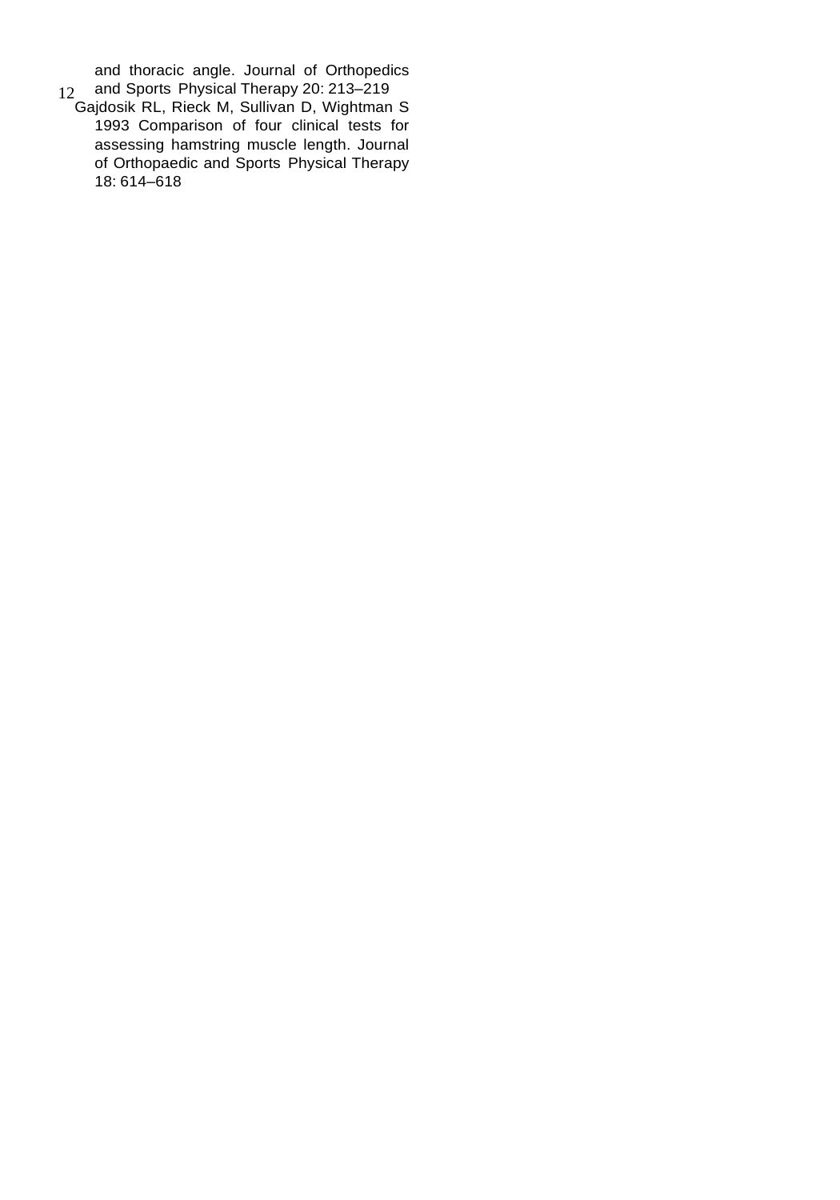and thoracic angle. Journal of Orthopedics and Sports Physical Therapy 20: 213–219

Gajdosik RL, Rieck M, Sullivan D, Wightman S 1993 Comparison of four clinical tests for assessing hamstring muscle length. Journal of Orthopaedic and Sports Physical Therapy 18: 614–618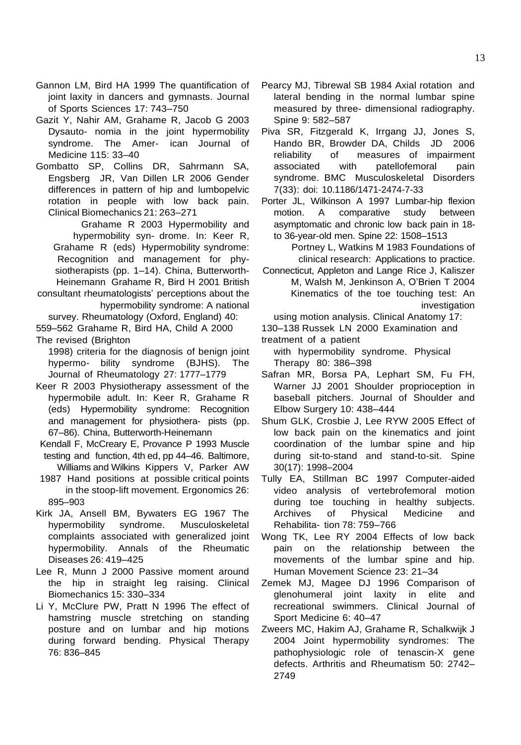Gannon LM, Bird HA 1999 The quantification of joint laxity in dancers and gymnasts. Journal of Sports Sciences 17: 743–750

Gazit Y, Nahir AM, Grahame R, Jacob G 2003 Dysauto- nomia in the joint hypermobility syndrome. The Amer- ican Journal of Medicine 115: 33–40

Gombatto SP, Collins DR, Sahrmann SA, Engsberg JR, Van Dillen LR 2006 Gender differences in pattern of hip and lumbopelvic rotation in people with low back pain. Clinical Biomechanics 21: 263–271

Grahame R 2003 Hypermobility and hypermobility syn- drome. In: Keer R, Grahame R (eds) Hypermobility syndrome: Recognition and management for phy- siotherapists (pp. 1–14). China, Butterworth-Heinemann

Grahame R, Bird H 2001 British consultant rheumatologists' perceptions about the hypermobility syndrome: A national survey. Rheumatology (Oxford, England) 40: 559–562

Grahame R, Bird HA, Child A 2000 The revised (Brighton 1998) criteria for the diagnosis of benign joint hypermo- bility syndrome (BJHS). The Journal of Rheumatology 27: 1777–1779

Keer R 2003 Physiotherapy assessment of the hypermobile adult. In: Keer R, Grahame R (eds) Hypermobility syndrome: Recognition and management for physiothera- pists (pp. 67–86). China, Butterworth-Heinemann

Kendall F, McCreary E, Provance P 1993 Muscle testing and function, 4th ed, pp 44–46. Baltimore, Williams and Wilkins

Kippers V, Parker AW 1987 Hand positions at possible critical points in the stoop-lift movement. Ergonomics 26: 895–903

Kirk JA, Ansell BM, Bywaters EG 1967 The hypermobility syndrome. Musculoskeletal complaints associated with generalized joint hypermobility. Annals of the Rheumatic Diseases 26: 419–425

Lee R, Munn J 2000 Passive moment around the hip in straight leg raising. Clinical Biomechanics 15: 330–334

Li Y, McClure PW, Pratt N 1996 The effect of hamstring muscle stretching on standing posture and on lumbar and hip motions during forward bending. Physical Therapy 76: 836–845

Pearcy MJ, Tibrewal SB 1984 Axial rotation and lateral bending in the normal lumbar spine measured by three- dimensional radiography. Spine 9: 582–587

Piva SR, Fitzgerald K, Irrgang JJ, Jones S, Hando BR, Browder DA, Childs JD 2006 reliability of measures of impairment associated with patellofemoral pain syndrome. BMC Musculoskeletal Disorders 7(33): doi: 10.1186/1471-2474-7-33

Porter JL, Wilkinson A 1997 Lumbar-hip flexion motion. A comparative study between asymptomatic and chronic low back pain in 18- to 36-year-old men. Spine 22: 1508–1513

Portney L, Watkins M 1983 Foundations of clinical research: Applications to practice. Connecticut, Appleton and Lange

Rice J, Kaliszer M, Walsh M, Jenkinson A, O'Brien T 2004 Kinematics of the toe touching test: An investigation using motion analysis. Clinical Anatomy 17: 130–138

Russek LN 2000 Examination and treatment of a patient with hypermobility syndrome. Physical Therapy 80: 386–398

Safran MR, Borsa PA, Lephart SM, Fu FH, Warner JJ 2001 Shoulder proprioception in baseball pitchers. Journal of Shoulder and Elbow Surgery 10: 438–444

Shum GLK, Crosbie J, Lee RYW 2005 Effect of low back pain on the kinematics and joint coordination of the lumbar spine and hip during sit-to-stand and stand-to-sit. Spine 30(17): 1998–2004

Tully EA, Stillman BC 1997 Computer-aided video analysis of vertebrofemoral motion during toe touching in healthy subjects. Archives of Physical Medicine and Rehabilita- tion 78: 759–766

Wong TK, Lee RY 2004 Effects of low back pain on the relationship between the movements of the lumbar spine and hip. Human Movement Science 23: 21–34

Zemek MJ, Magee DJ 1996 Comparison of glenohumeral joint laxity in elite and recreational swimmers. Clinical Journal of Sport Medicine 6: 40–47

Zweers MC, Hakim AJ, Grahame R, Schalkwijk J 2004 Joint hypermobility syndromes: The pathophysiologic role of tenascin-X gene defects. Arthritis and Rheumatism 50: 2742–2749